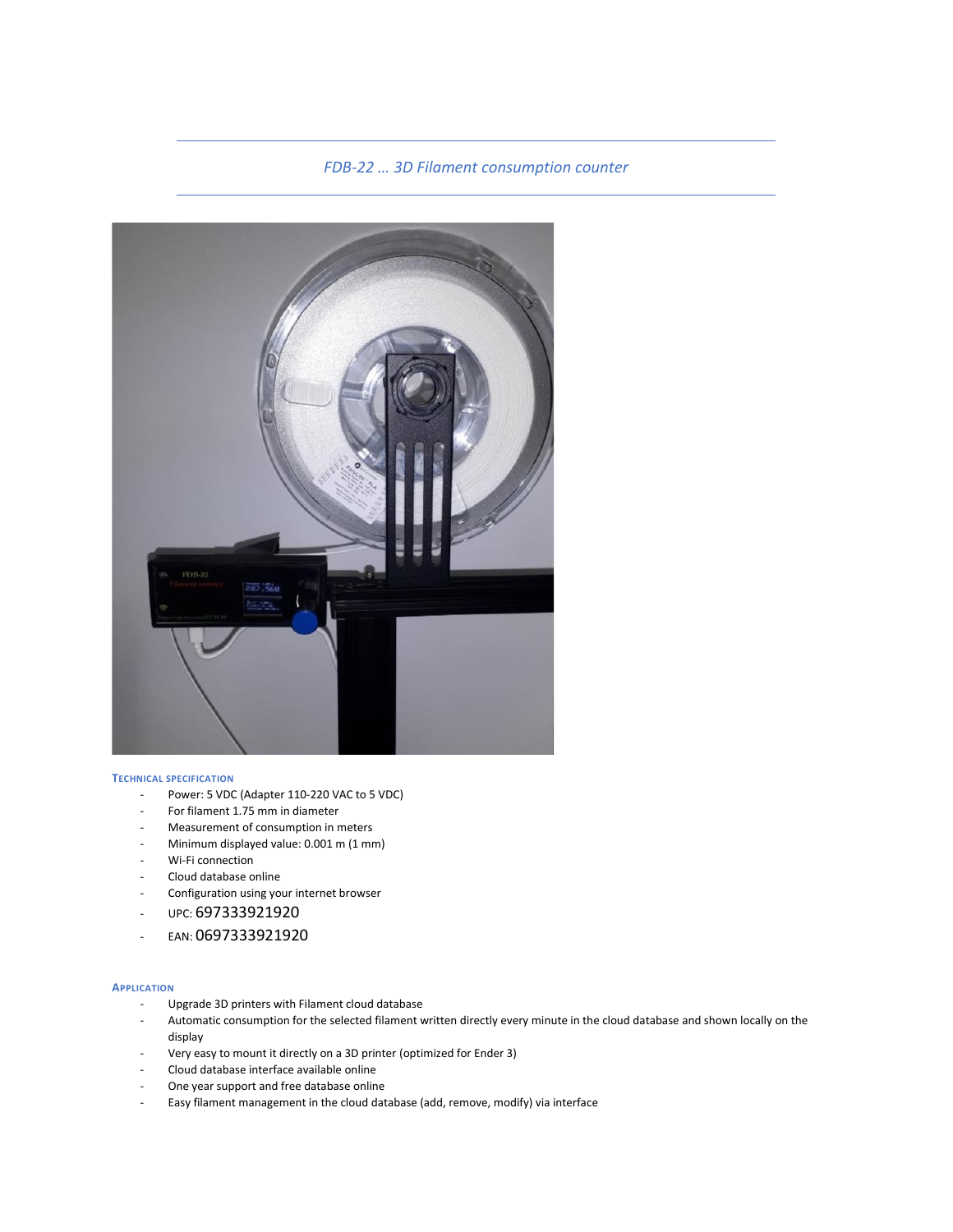*FDB-22 … 3D Filament consumption counter*

### Technical specification

- Power: 5 VDC (Adapter 110-220 VAC to 5 VDC)
- For filament 1.75 mm in diameter
- Measurement of consumption in meters
- Minimum displayed value: 0.001 m (1 mm)
- Wi-Fi connection
- Cloud database online
- Configuration using your internet browser
- UPC: 697333921920
- EAN: 0697333921920

### Application

- Upgrade 3D printers with Filament cloud database
- Automatic consumption for the selected filament written directly every minute in the cloud database and shown locally on the display
- Very easy to mount it directly on a 3D printer (optimized for Ender 3)
- Cloud database interface available online
- One year support and free database online
- Easy filament management in the cloud database (add, remove, modify) via interface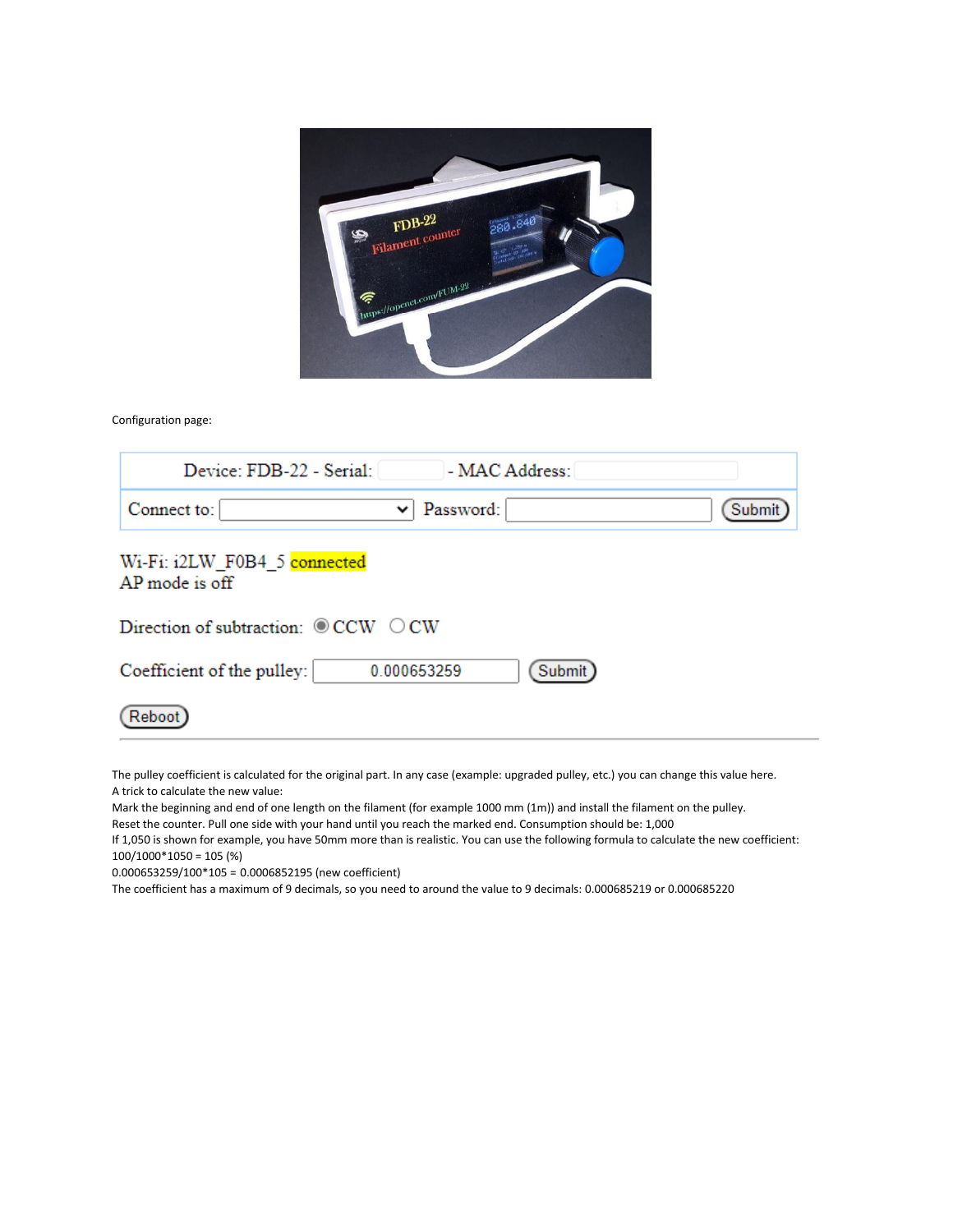Configuration page:

Device: FDB-22 - Serial: - MAC Address:

Connect to: Password: Submit

Wi-Fi: i2LW_F0B4_5 connected
AP mode is off

Direction of subtraction: ◉ CCW ○ CW

Coefficient of the pulley: 0.000653259 Submit

Reboot

---

The pulley coefficient is calculated for the original part. In any case (example: upgraded pulley, etc.) you can change this value here.
A trick to calculate the new value:
Mark the beginning and end of one length on the filament (for example 1000 mm (1m)) and install the filament on the pulley.
Reset the counter. Pull one side with your hand until you reach the marked end. Consumption should be: 1,000
If 1,050 is shown for example, you have 50mm more than is realistic. You can use the following formula to calculate the new coefficient:
100/1000*1050 = 105 (%)
0.000653259/100*105 = 0.0006852195 (new coefficient)
The coefficient has a maximum of 9 decimals, so you need to around the value to 9 decimals: 0.000685219 or 0.000685220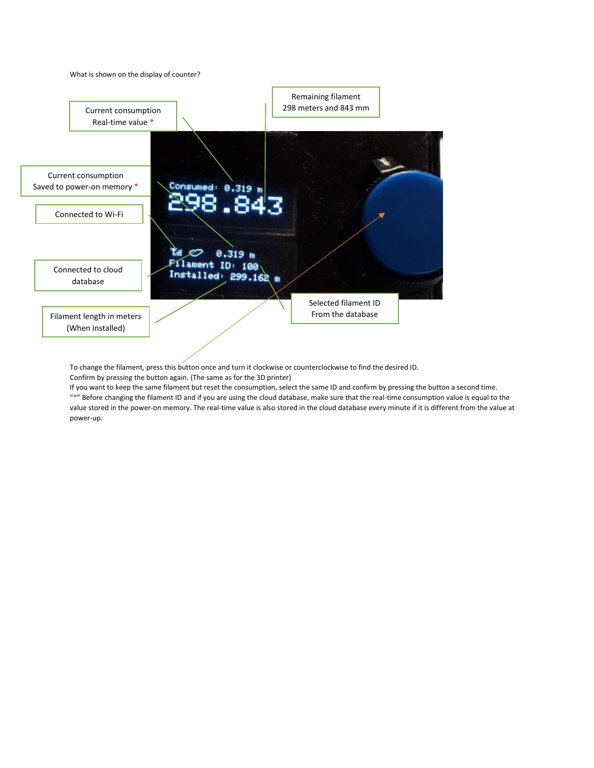What is shown on the display of counter?

Current consumption
Real-time value *

Remaining filament
298 meters and 843 mm

Current consumption
Saved to power-on memory *

Connected to Wi-Fi

Connected to cloud database

Filament length in meters
(When installed)

Selected filament ID
From the database

Consumed: 0.319 m
298.843
0.319 m
Filament ID: 100
Installed: 299.162 m

To change the filament, press this button once and turn it clockwise or counterclockwise to find the desired ID.
Confirm by pressing the button again. (The same as for the 3D printer)
If you want to keep the same filament but reset the consumption, select the same ID and confirm by pressing the button a second time.
"*" Before changing the filament ID and if you are using the cloud database, make sure that the real-time consumption value is equal to the value stored in the power-on memory. The real-time value is also stored in the cloud database every minute if it is different from the value at power-up.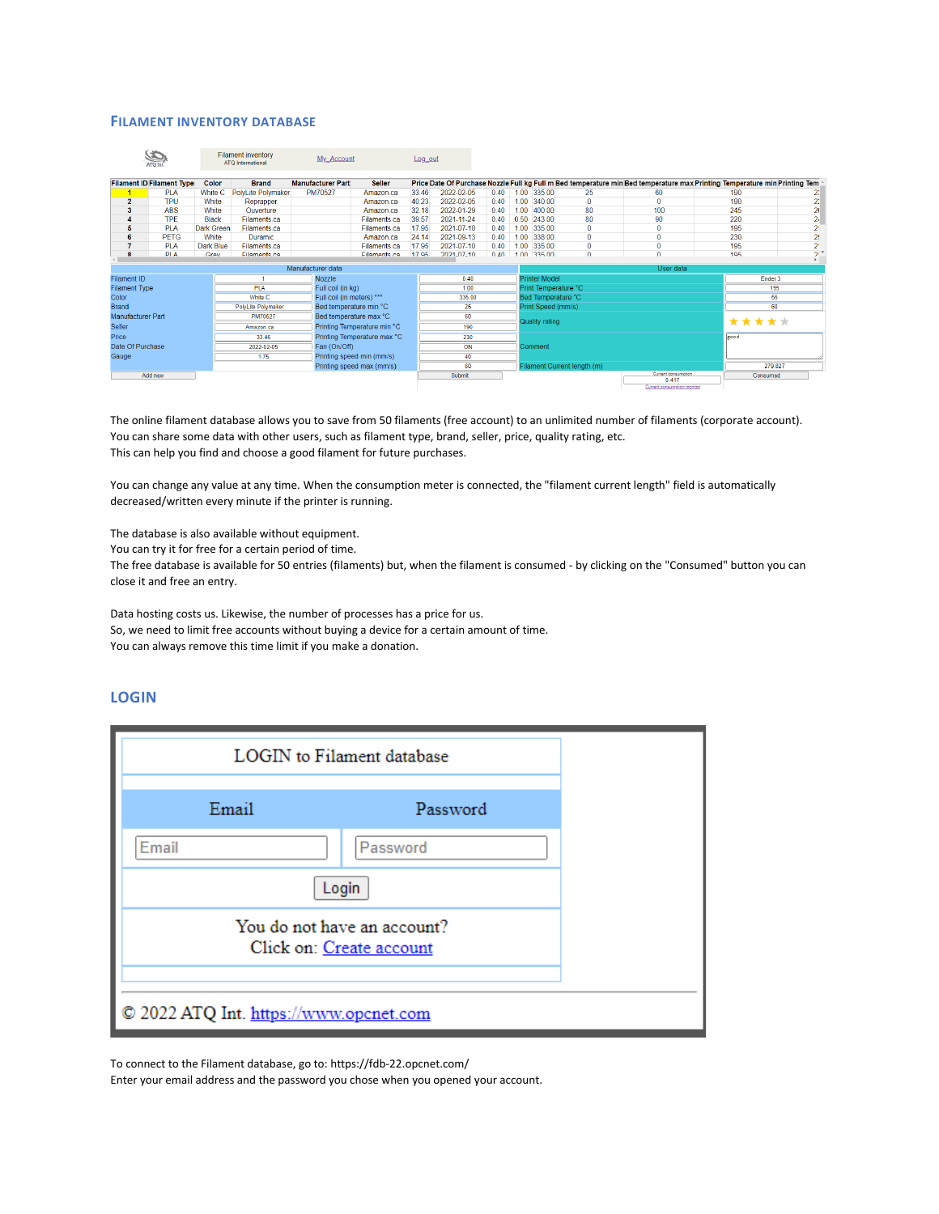## FILAMENT INVENTORY DATABASE

| Filament ID | Filament Type | Color | Brand | Manufacturer Part | Seller | Price | Date Of Purchase | Nozzle | Full kg | Full m | Bed temperature min | Bed temperature max | Printing Temperature min | Printing Tem |
|---|---|---|---|---|---|---|---|---|---|---|---|---|---|---|
| 1 | PLA | White C | PolyLite Polymaker | PM70527 | Amazon.ca | 33.46 | 2022-02-05 | 0.40 | 1.00 | 335.00 | 25 | 60 | 190 | 2 |
| 2 | TPU | White | Reprapper | | Amazon.ca | 40.23 | 2022-02-05 | 0.40 | 1.00 | 340.00 | 0 | 0 | 190 | 2 |
| 3 | ABS | White | Ouverture | | Amazon.ca | 32.18 | 2022-01-29 | 0.40 | 1.00 | 400.00 | 80 | 100 | 245 | 2 |
| 4 | TPE | Black | Filaments.ca | | Filaments.ca | 39.57 | 2021-11-24 | 0.40 | 0.50 | 243.00 | 80 | 90 | 220 | 2 |
| 5 | PLA | Dark Green | Filaments.ca | | Filaments.ca | 17.95 | 2021-07-10 | 0.40 | 1.00 | 335.00 | 0 | 0 | 195 | 2 |
| 6 | PETG | White | Duramic | | Amazon.ca | 24.14 | 2021-09-13 | 0.40 | 1.00 | 338.00 | 0 | 0 | 230 | 2 |
| 7 | PLA | Dark Blue | Filaments.ca | | Filaments.ca | 17.95 | 2021-07-10 | 0.40 | 1.00 | 335.00 | 0 | 0 | 195 | 2 |
| 8 | PLA | Grey | Filaments.ca | | Filaments.ca | 17.95 | 2021-07-10 | 0.40 | 1.00 | 335.00 | 0 | 0 | 195 | 2 |

The online filament database allows you to save from 50 filaments (free account) to an unlimited number of filaments (corporate account).
You can share some data with other users, such as filament type, brand, seller, price, quality rating, etc.
This can help you find and choose a good filament for future purchases.

You can change any value at any time. When the consumption meter is connected, the "filament current length" field is automatically decreased/written every minute if the printer is running.

The database is also available without equipment.
You can try it for free for a certain period of time.
The free database is available for 50 entries (filaments) but, when the filament is consumed - by clicking on the "Consumed" button you can close it and free an entry.

Data hosting costs us. Likewise, the number of processes has a price for us.
So, we need to limit free accounts without buying a device for a certain amount of time.
You can always remove this time limit if you make a donation.

## LOGIN

To connect to the Filament database, go to: https://fdb-22.opcnet.com/
Enter your email address and the password you chose when you opened your account.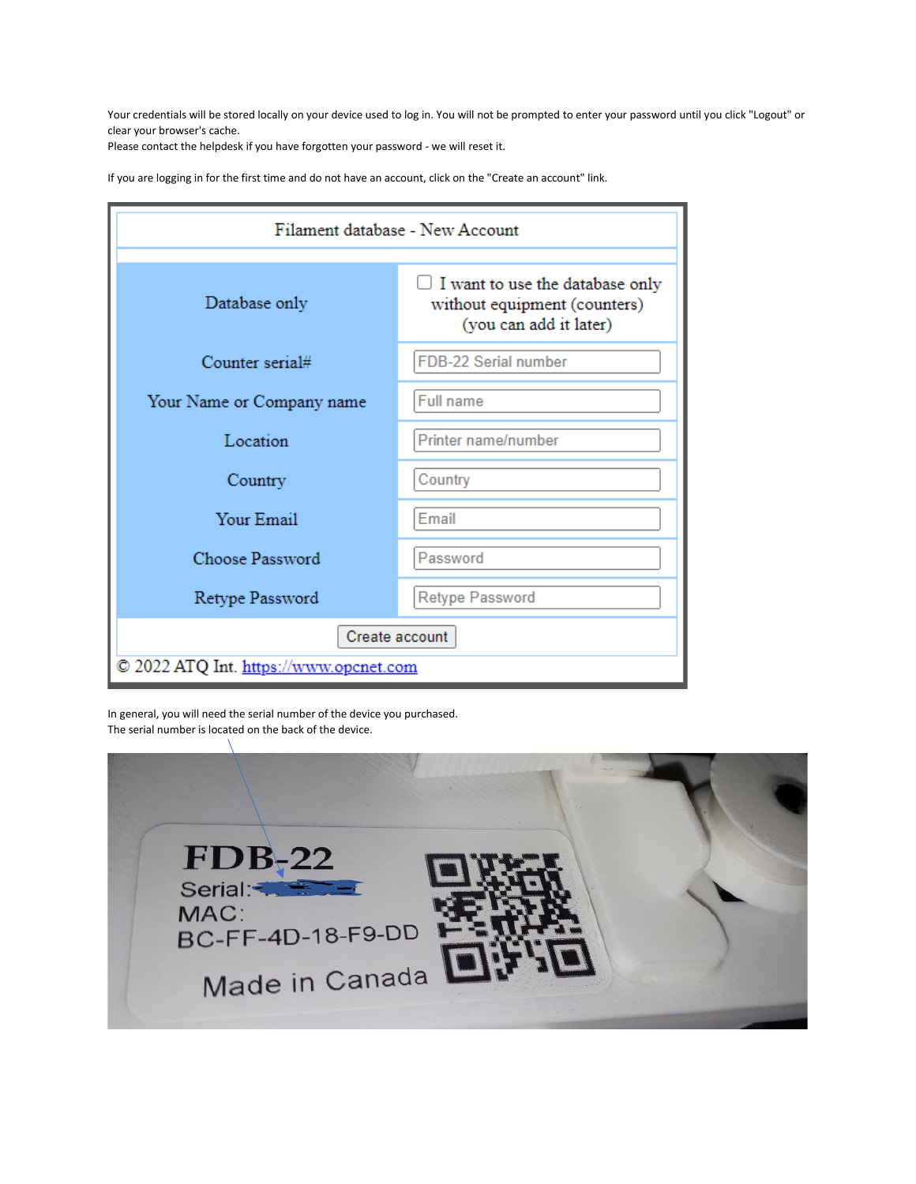Your credentials will be stored locally on your device used to log in. You will not be prompted to enter your password until you click "Logout" or clear your browser's cache.
Please contact the helpdesk if you have forgotten your password - we will reset it.

If you are logging in for the first time and do not have an account, click on the "Create an account" link.

| Filament database - New Account | |
|---|---|
| Database only | ☐ I want to use the database only without equipment (counters) (you can add it later) |
| Counter serial# | FDB-22 Serial number |
| Your Name or Company name | Full name |
| Location | Printer name/number |
| Country | Country |
| Your Email | Email |
| Choose Password | Password |
| Retype Password | Retype Password |
| Create account | |

© 2022 ATQ Int. https://www.opcnet.com

In general, you will need the serial number of the device you purchased.
The serial number is located on the back of the device.

FDB-22
Serial:
MAC:
BC-FF-4D-18-F9-DD
Made in Canada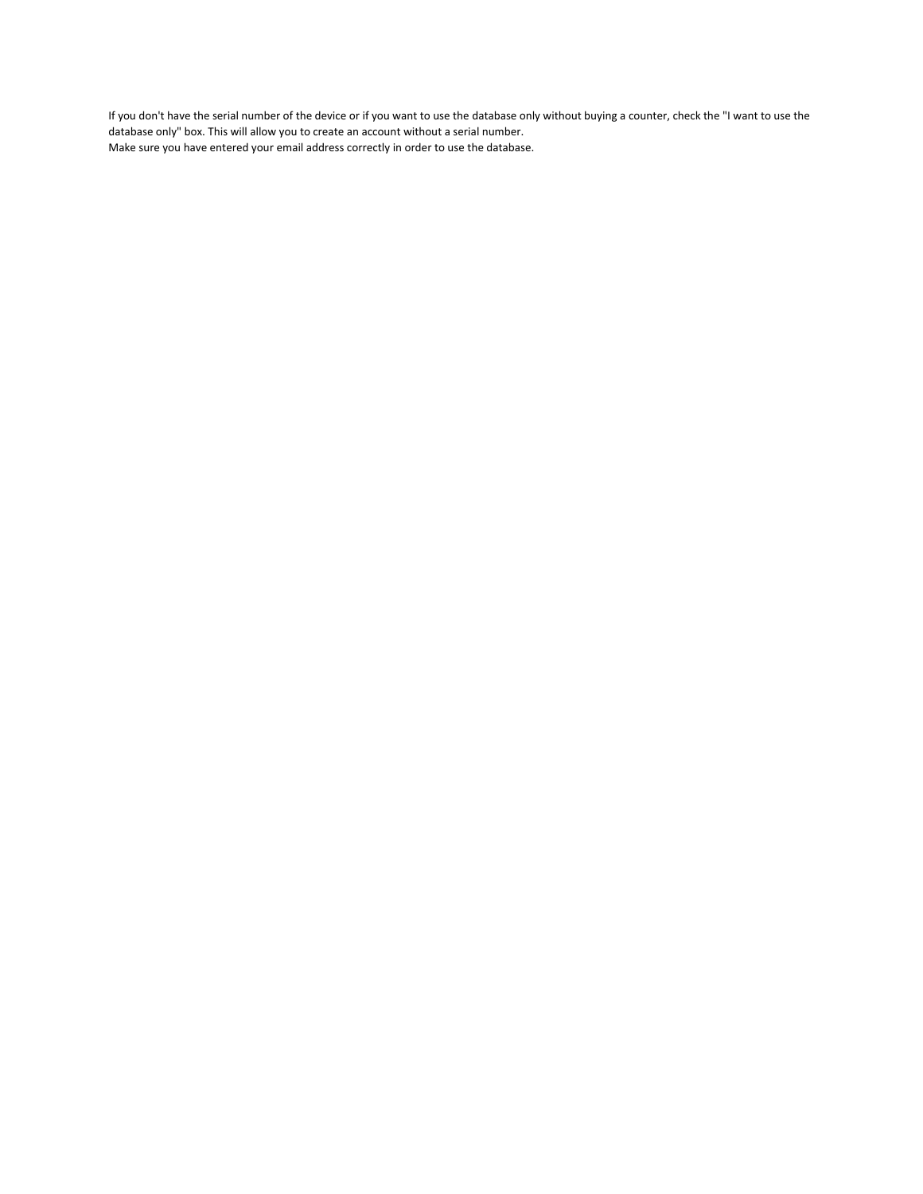If you don't have the serial number of the device or if you want to use the database only without buying a counter, check the "I want to use the database only" box. This will allow you to create an account without a serial number.
Make sure you have entered your email address correctly in order to use the database.